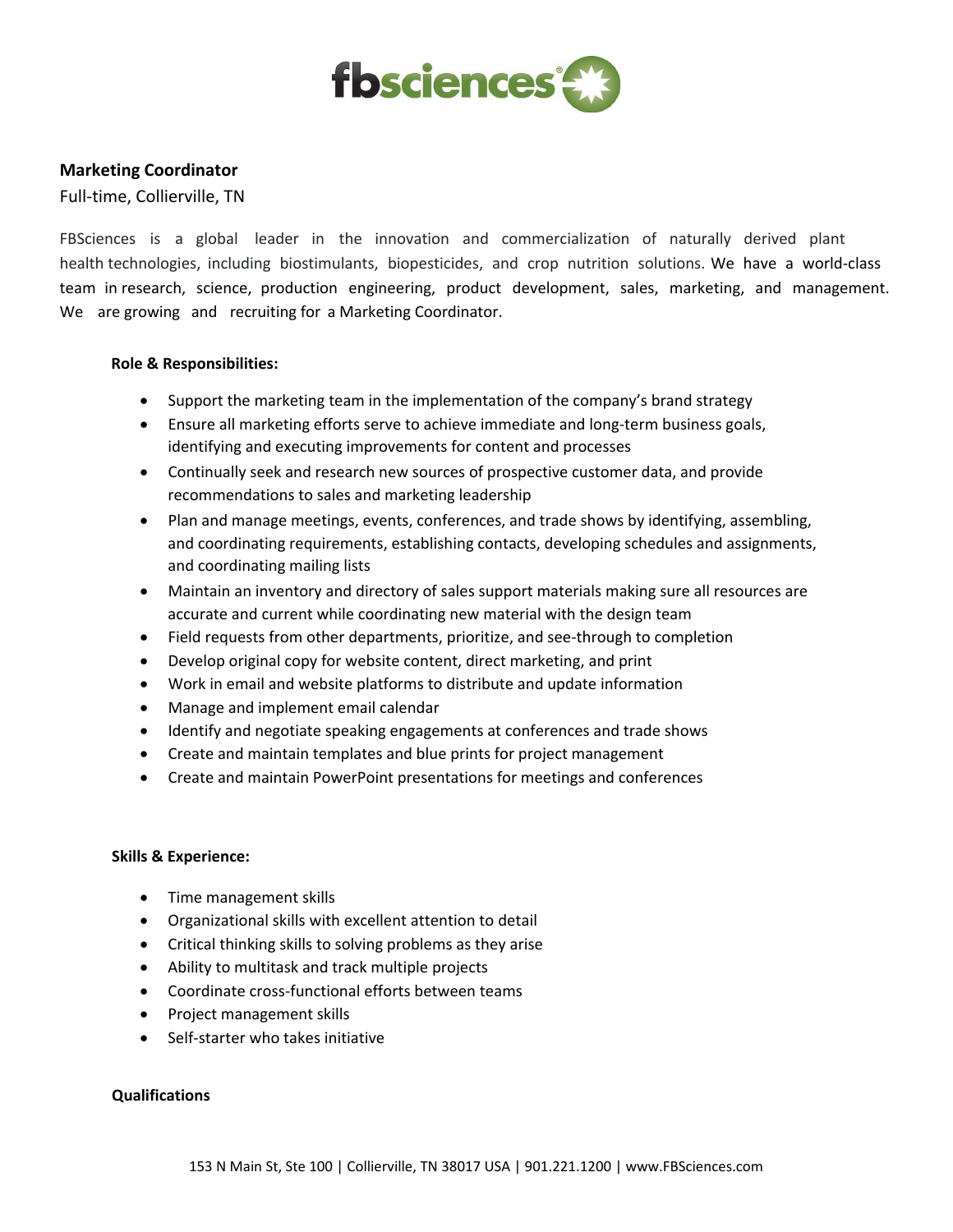**Marketing Coordinator**

Full-time, Collierville, TN

FBSciences is a global leader in the innovation and commercialization of naturally derived plant health technologies, including biostimulants, biopesticides, and crop nutrition solutions. We have a world-class team in research, science, production engineering, product development, sales, marketing, and management. We are growing and recruiting for a Marketing Coordinator.

**Role & Responsibilities:**

- Support the marketing team in the implementation of the company's brand strategy
- Ensure all marketing efforts serve to achieve immediate and long-term business goals, identifying and executing improvements for content and processes
- Continually seek and research new sources of prospective customer data, and provide recommendations to sales and marketing leadership
- Plan and manage meetings, events, conferences, and trade shows by identifying, assembling, and coordinating requirements, establishing contacts, developing schedules and assignments, and coordinating mailing lists
- Maintain an inventory and directory of sales support materials making sure all resources are accurate and current while coordinating new material with the design team
- Field requests from other departments, prioritize, and see-through to completion
- Develop original copy for website content, direct marketing, and print
- Work in email and website platforms to distribute and update information
- Manage and implement email calendar
- Identify and negotiate speaking engagements at conferences and trade shows
- Create and maintain templates and blue prints for project management
- Create and maintain PowerPoint presentations for meetings and conferences

**Skills & Experience:**

- Time management skills
- Organizational skills with excellent attention to detail
- Critical thinking skills to solving problems as they arise
- Ability to multitask and track multiple projects
- Coordinate cross-functional efforts between teams
- Project management skills
- Self-starter who takes initiative

**Qualifications**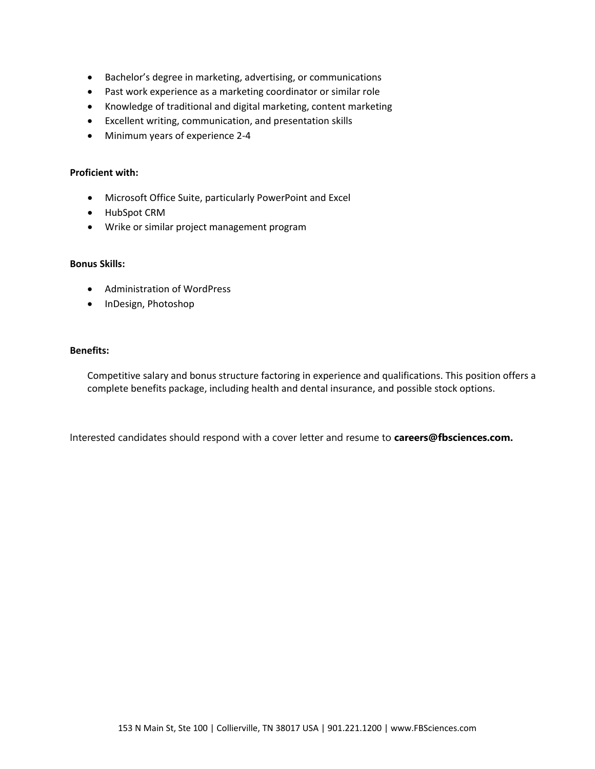- Bachelor's degree in marketing, advertising, or communications
- Past work experience as a marketing coordinator or similar role
- Knowledge of traditional and digital marketing, content marketing
- Excellent writing, communication, and presentation skills
- Minimum years of experience 2-4

**Proficient with:**

- Microsoft Office Suite, particularly PowerPoint and Excel
- HubSpot CRM
- Wrike or similar project management program

**Bonus Skills:**

- Administration of WordPress
- InDesign, Photoshop

**Benefits:**

Competitive salary and bonus structure factoring in experience and qualifications. This position offers a complete benefits package, including health and dental insurance, and possible stock options.

Interested candidates should respond with a cover letter and resume to **careers@fbsciences.com.**

153 N Main St, Ste 100 | Collierville, TN 38017 USA | 901.221.1200 | www.FBSciences.com